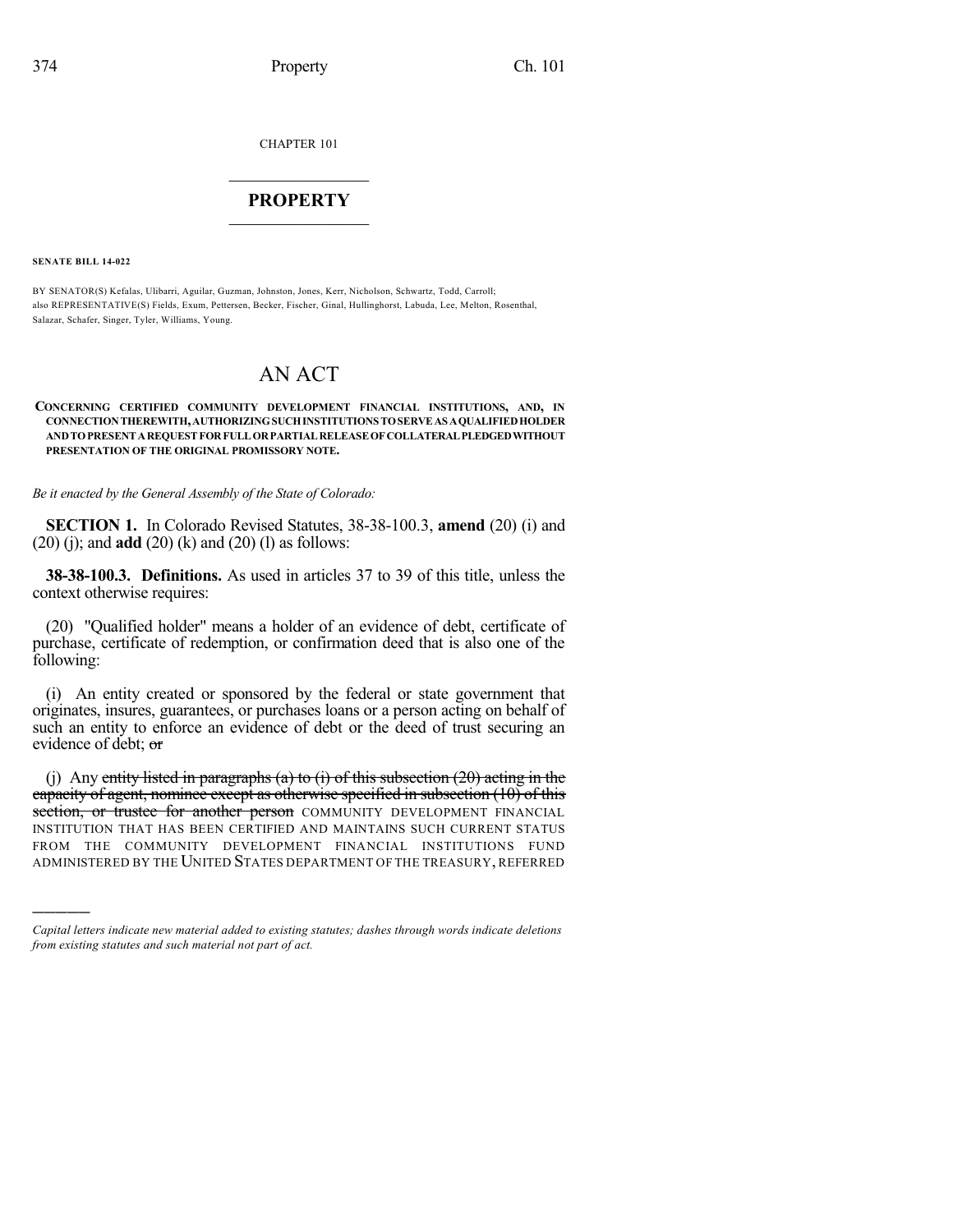CHAPTER 101

# PROPERTY

**SENATE BILL 14-022**

BY SENATOR(S) Kefalas, Ulibarri, Aguilar, Guzman, Johnston, Jones, Kerr, Nicholson, Schwartz, Todd, Carroll; also REPRESENTATIVE(S) Fields, Exum, Pettersen, Becker, Fischer, Ginal, Hullinghorst, Labuda, Lee, Melton, Rosenthal, Salazar, Schafer, Singer, Tyler, Williams, Young.

# AN ACT

**CONCERNING CERTIFIED COMMUNITY DEVELOPMENT FINANCIAL INSTITUTIONS, AND, IN CONNECTION THEREWITH, AUTHORIZING SUCH INSTITUTIONS TO SERVE AS A QUALIFIED HOLDER AND TO PRESENT A REQUEST FOR FULL OR PARTIAL RELEASE OF COLLATERAL PLEDGED WITHOUT PRESENTATION OF THE ORIGINAL PROMISSORY NOTE.**

*Be it enacted by the General Assembly of the State of Colorado:*

**SECTION 1.** In Colorado Revised Statutes, 38-38-100.3, **amend** (20) (i) and (20) (j); and **add** (20) (k) and (20) (l) as follows:

**38-38-100.3. Definitions.** As used in articles 37 to 39 of this title, unless the context otherwise requires:

(20) "Qualified holder" means a holder of an evidence of debt, certificate of purchase, certificate of redemption, or confirmation deed that is also one of the following:

(i) An entity created or sponsored by the federal or state government that originates, insures, guarantees, or purchases loans or a person acting on behalf of such an entity to enforce an evidence of debt or the deed of trust securing an evidence of debt; ~~or~~

(j) Any ~~entity listed in paragraphs (a) to (i) of this subsection (20) acting in the capacity of agent, nominee except as otherwise specified in subsection (10) of this section, or trustee for another person~~ COMMUNITY DEVELOPMENT FINANCIAL INSTITUTION THAT HAS BEEN CERTIFIED AND MAINTAINS SUCH CURRENT STATUS FROM THE COMMUNITY DEVELOPMENT FINANCIAL INSTITUTIONS FUND ADMINISTERED BY THE UNITED STATES DEPARTMENT OF THE TREASURY, REFERRED

---

*Capital letters indicate new material added to existing statutes; dashes through words indicate deletions from existing statutes and such material not part of act.*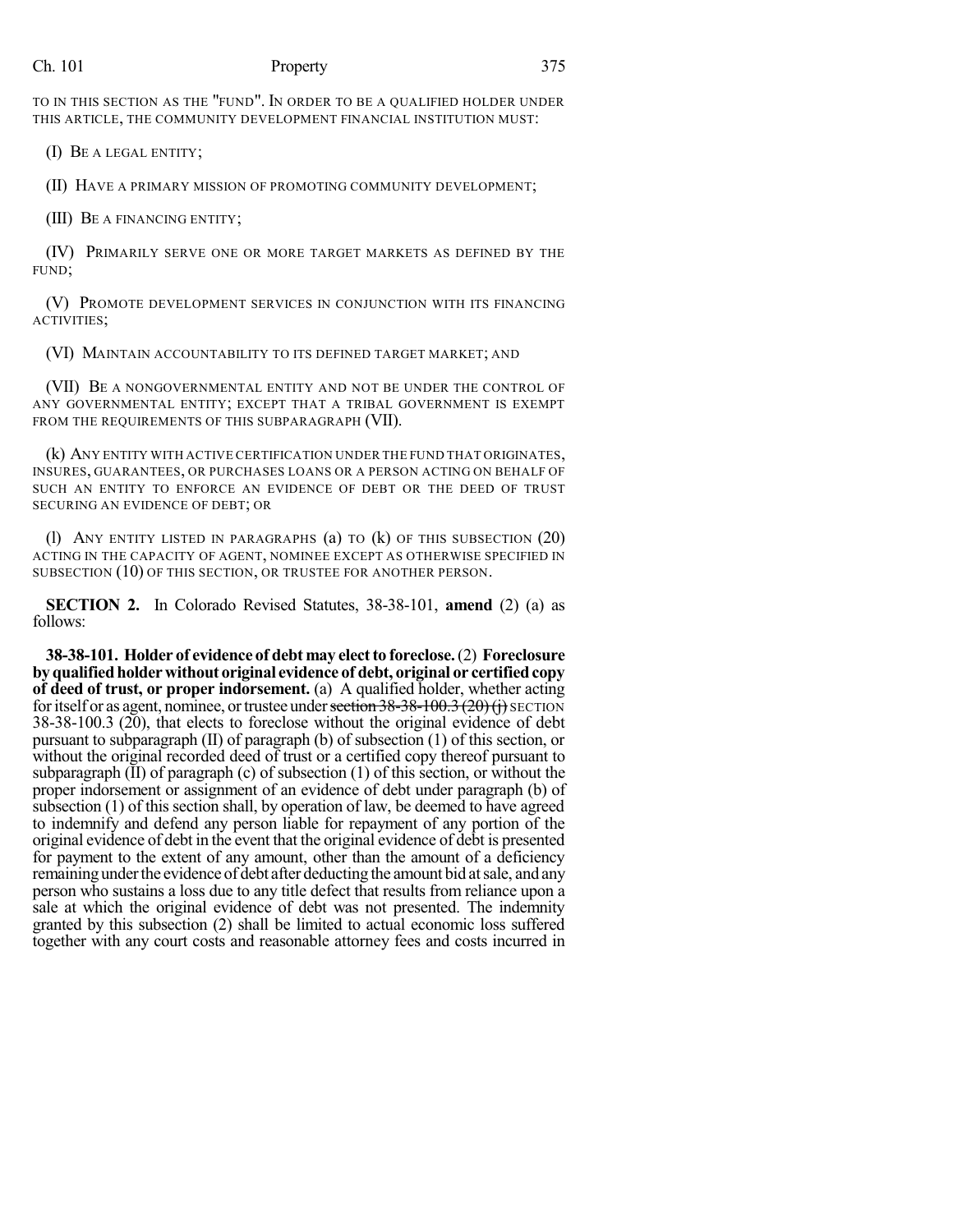TO IN THIS SECTION AS THE "FUND". IN ORDER TO BE A QUALIFIED HOLDER UNDER THIS ARTICLE, THE COMMUNITY DEVELOPMENT FINANCIAL INSTITUTION MUST:

(I) BE A LEGAL ENTITY;

(II) HAVE A PRIMARY MISSION OF PROMOTING COMMUNITY DEVELOPMENT;

(III) BE A FINANCING ENTITY;

(IV) PRIMARILY SERVE ONE OR MORE TARGET MARKETS AS DEFINED BY THE FUND;

(V) PROMOTE DEVELOPMENT SERVICES IN CONJUNCTION WITH ITS FINANCING ACTIVITIES;

(VI) MAINTAIN ACCOUNTABILITY TO ITS DEFINED TARGET MARKET; AND

(VII) BE A NONGOVERNMENTAL ENTITY AND NOT BE UNDER THE CONTROL OF ANY GOVERNMENTAL ENTITY; EXCEPT THAT A TRIBAL GOVERNMENT IS EXEMPT FROM THE REQUIREMENTS OF THIS SUBPARAGRAPH (VII).

(k) ANY ENTITY WITH ACTIVE CERTIFICATION UNDER THE FUND THAT ORIGINATES, INSURES, GUARANTEES, OR PURCHASES LOANS OR A PERSON ACTING ON BEHALF OF SUCH AN ENTITY TO ENFORCE AN EVIDENCE OF DEBT OR THE DEED OF TRUST SECURING AN EVIDENCE OF DEBT; OR

(l) ANY ENTITY LISTED IN PARAGRAPHS (a) TO (k) OF THIS SUBSECTION (20) ACTING IN THE CAPACITY OF AGENT, NOMINEE EXCEPT AS OTHERWISE SPECIFIED IN SUBSECTION (10) OF THIS SECTION, OR TRUSTEE FOR ANOTHER PERSON.

**SECTION 2.** In Colorado Revised Statutes, 38-38-101, **amend** (2) (a) as follows:

**38-38-101. Holder of evidence of debt may elect to foreclose.** (2) **Foreclosure by qualified holder without original evidence of debt, original or certified copy of deed of trust, or proper indorsement.** (a) A qualified holder, whether acting for itself or as agent, nominee, or trustee under ~~section 38-38-100.3 (20) (j)~~ SECTION 38-38-100.3 (20), that elects to foreclose without the original evidence of debt pursuant to subparagraph (II) of paragraph (b) of subsection (1) of this section, or without the original recorded deed of trust or a certified copy thereof pursuant to subparagraph (II) of paragraph (c) of subsection (1) of this section, or without the proper indorsement or assignment of an evidence of debt under paragraph (b) of subsection (1) of this section shall, by operation of law, be deemed to have agreed to indemnify and defend any person liable for repayment of any portion of the original evidence of debt in the event that the original evidence of debt is presented for payment to the extent of any amount, other than the amount of a deficiency remaining under the evidence of debt after deducting the amount bid at sale, and any person who sustains a loss due to any title defect that results from reliance upon a sale at which the original evidence of debt was not presented. The indemnity granted by this subsection (2) shall be limited to actual economic loss suffered together with any court costs and reasonable attorney fees and costs incurred in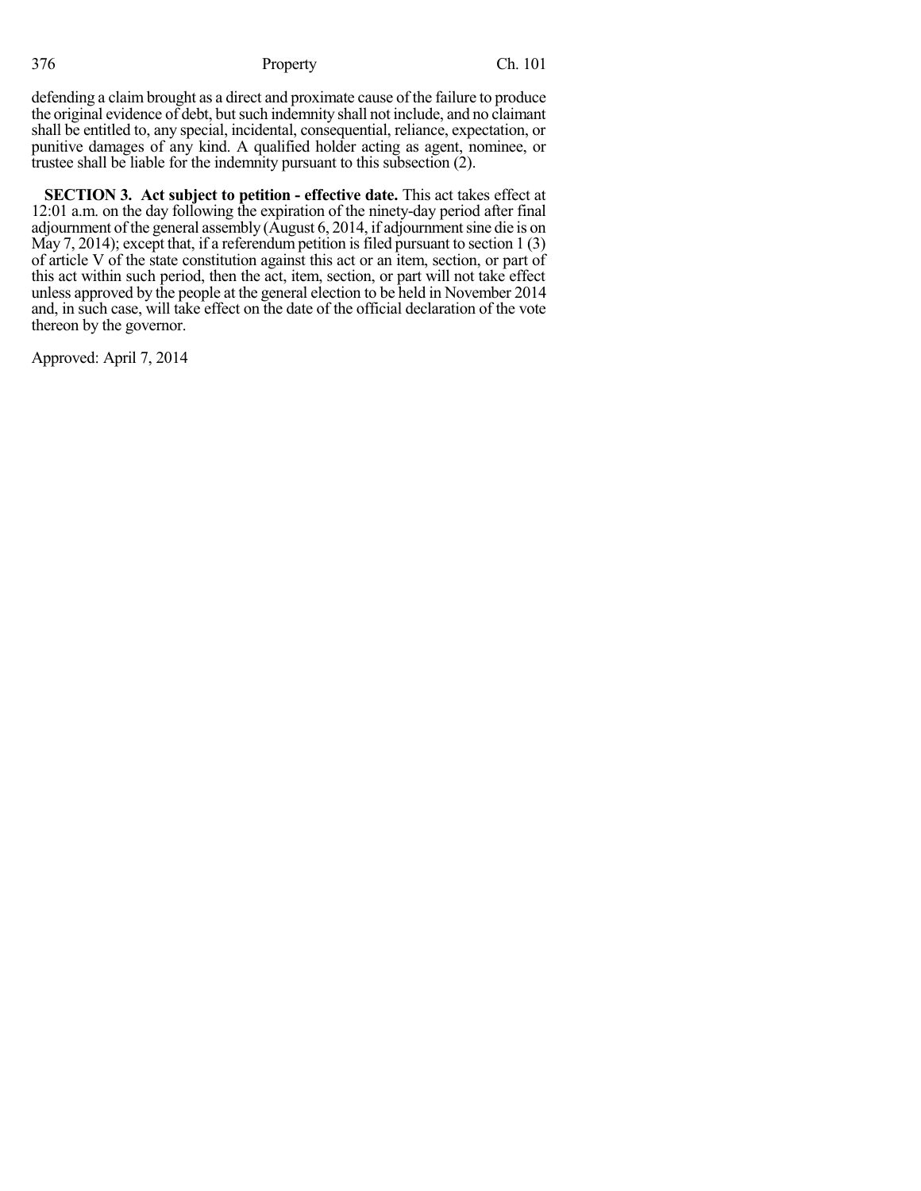defending a claim brought as a direct and proximate cause of the failure to produce the original evidence of debt, but such indemnity shall not include, and no claimant shall be entitled to, any special, incidental, consequential, reliance, expectation, or punitive damages of any kind. A qualified holder acting as agent, nominee, or trustee shall be liable for the indemnity pursuant to this subsection (2).

**SECTION 3. Act subject to petition - effective date.** This act takes effect at 12:01 a.m. on the day following the expiration of the ninety-day period after final adjournment of the general assembly (August 6, 2014, if adjournment sine die is on May 7, 2014); except that, if a referendum petition is filed pursuant to section 1 (3) of article V of the state constitution against this act or an item, section, or part of this act within such period, then the act, item, section, or part will not take effect unless approved by the people at the general election to be held in November 2014 and, in such case, will take effect on the date of the official declaration of the vote thereon by the governor.

Approved: April 7, 2014